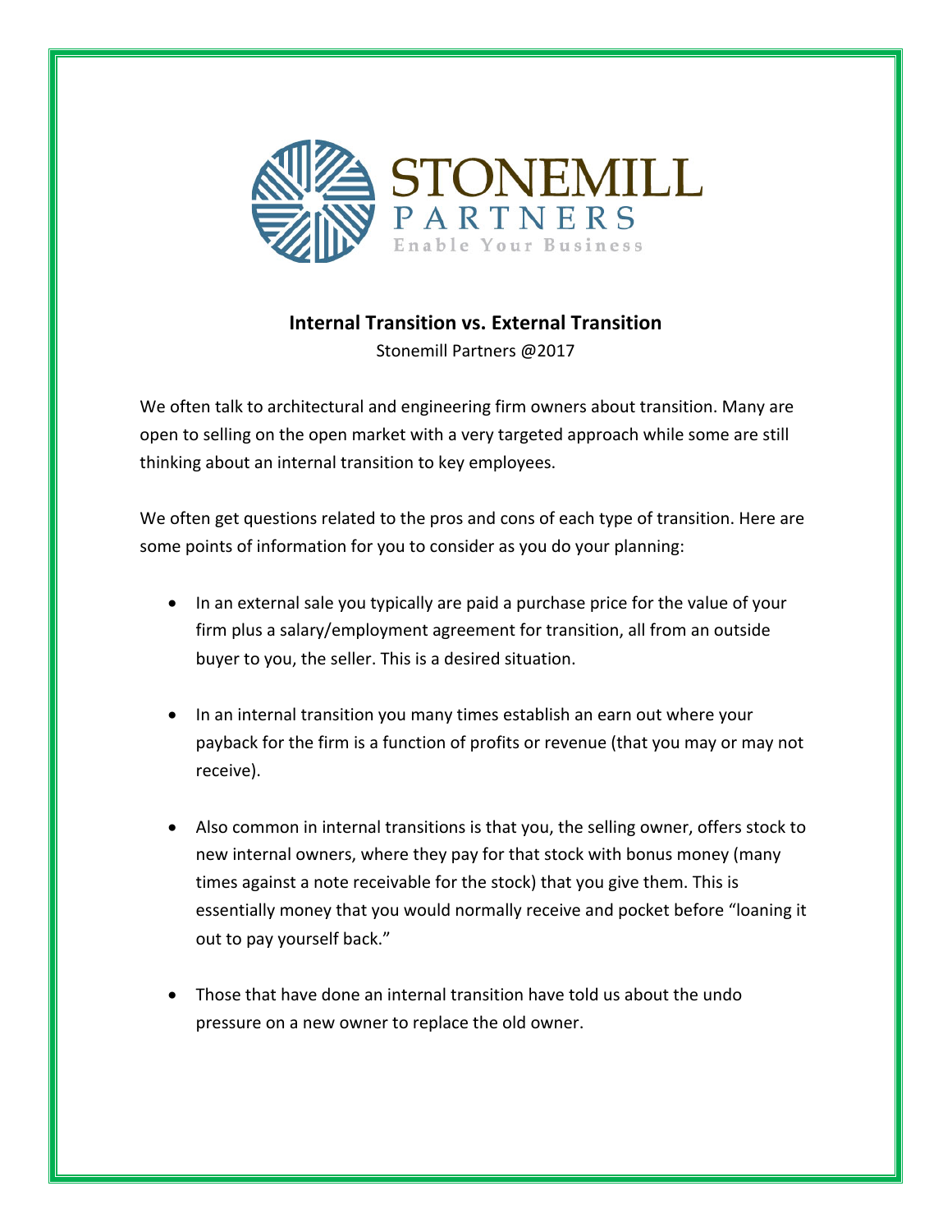STONEMILL
PARTNERS
Enable Your Business

## Internal Transition vs. External Transition

Stonemill Partners @2017

We often talk to architectural and engineering firm owners about transition. Many are open to selling on the open market with a very targeted approach while some are still thinking about an internal transition to key employees.

We often get questions related to the pros and cons of each type of transition. Here are some points of information for you to consider as you do your planning:

- In an external sale you typically are paid a purchase price for the value of your firm plus a salary/employment agreement for transition, all from an outside buyer to you, the seller. This is a desired situation.

- In an internal transition you many times establish an earn out where your payback for the firm is a function of profits or revenue (that you may or may not receive).

- Also common in internal transitions is that you, the selling owner, offers stock to new internal owners, where they pay for that stock with bonus money (many times against a note receivable for the stock) that you give them. This is essentially money that you would normally receive and pocket before "loaning it out to pay yourself back."

- Those that have done an internal transition have told us about the undo pressure on a new owner to replace the old owner.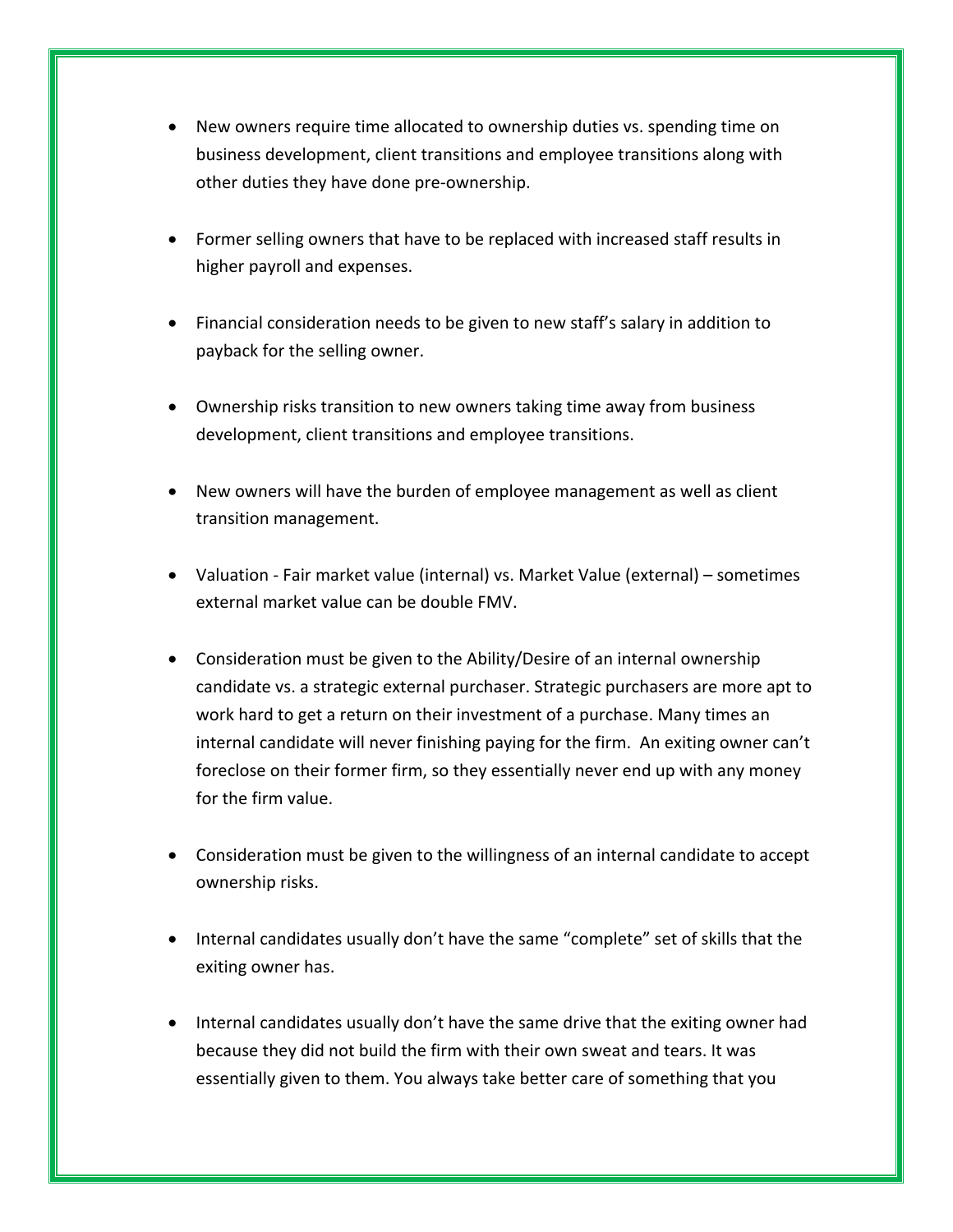- New owners require time allocated to ownership duties vs. spending time on business development, client transitions and employee transitions along with other duties they have done pre-ownership.

- Former selling owners that have to be replaced with increased staff results in higher payroll and expenses.

- Financial consideration needs to be given to new staff's salary in addition to payback for the selling owner.

- Ownership risks transition to new owners taking time away from business development, client transitions and employee transitions.

- New owners will have the burden of employee management as well as client transition management.

- Valuation - Fair market value (internal) vs. Market Value (external) – sometimes external market value can be double FMV.

- Consideration must be given to the Ability/Desire of an internal ownership candidate vs. a strategic external purchaser. Strategic purchasers are more apt to work hard to get a return on their investment of a purchase. Many times an internal candidate will never finishing paying for the firm. An exiting owner can't foreclose on their former firm, so they essentially never end up with any money for the firm value.

- Consideration must be given to the willingness of an internal candidate to accept ownership risks.

- Internal candidates usually don't have the same "complete" set of skills that the exiting owner has.

- Internal candidates usually don't have the same drive that the exiting owner had because they did not build the firm with their own sweat and tears. It was essentially given to them. You always take better care of something that you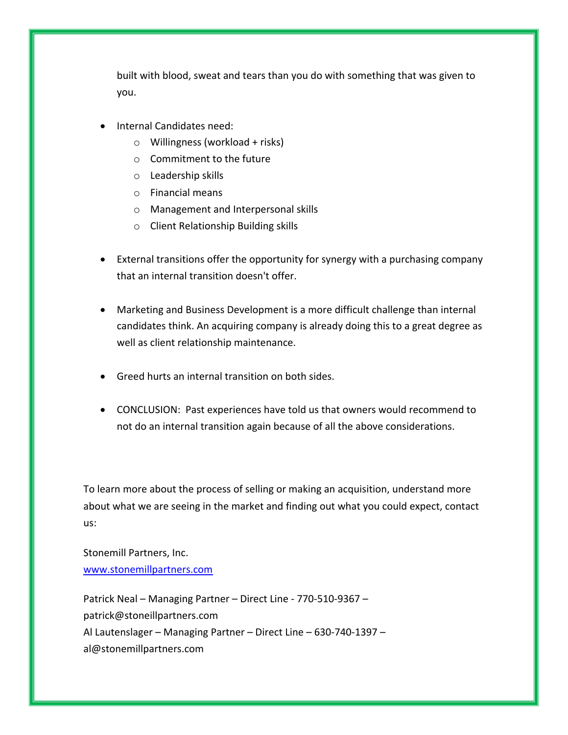built with blood, sweat and tears than you do with something that was given to you.

- Internal Candidates need:
  - Willingness (workload + risks)
  - Commitment to the future
  - Leadership skills
  - Financial means
  - Management and Interpersonal skills
  - Client Relationship Building skills

- External transitions offer the opportunity for synergy with a purchasing company that an internal transition doesn't offer.

- Marketing and Business Development is a more difficult challenge than internal candidates think. An acquiring company is already doing this to a great degree as well as client relationship maintenance.

- Greed hurts an internal transition on both sides.

- CONCLUSION: Past experiences have told us that owners would recommend to not do an internal transition again because of all the above considerations.

To learn more about the process of selling or making an acquisition, understand more about what we are seeing in the market and finding out what you could expect, contact us:

Stonemill Partners, Inc.
[www.stonemillpartners.com](http://www.stonemillpartners.com)

Patrick Neal – Managing Partner – Direct Line - 770-510-9367 – patrick@stoneillpartners.com
Al Lautenslager – Managing Partner – Direct Line – 630-740-1397 – al@stonemillpartners.com